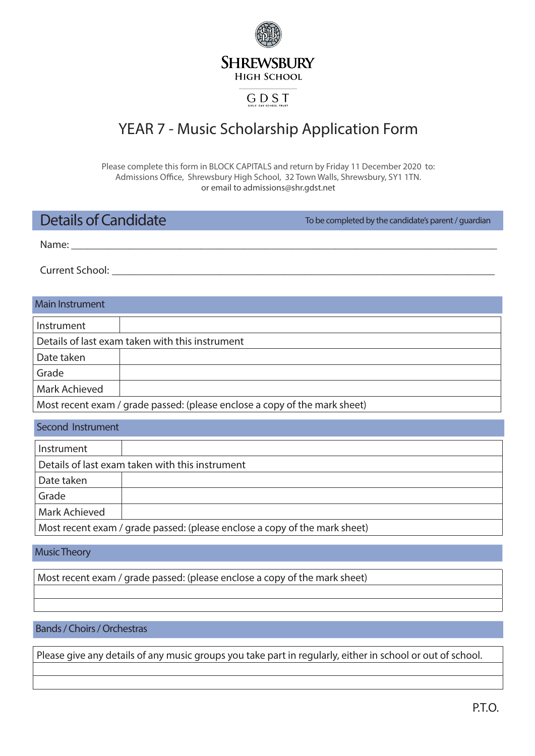SHREWSBURY

HIGH SCHOOL

GDST

GIRLS' DAY SCHOOL TRUST

# YEAR 7 - Music Scholarship Application Form

Please complete this form in BLOCK CAPITALS and return by Friday 11 December 2020 to:
Admissions Office, Shrewsbury High School, 32 Town Walls, Shrewsbury, SY1 1TN.
or email to admissions@shr.gdst.net

## Details of Candidate

To be completed by the candidate's parent / guardian

Name: ____________________________________________________________

Current School: ____________________________________________________________

### Main Instrument

| | |
|---|---|
| Instrument | |
| Details of last exam taken with this instrument | |
| Date taken | |
| Grade | |
| Mark Achieved | |
| Most recent exam / grade passed: (please enclose a copy of the mark sheet) | |

### Second Instrument

| | |
|---|---|
| Instrument | |
| Details of last exam taken with this instrument | |
| Date taken | |
| Grade | |
| Mark Achieved | |
| Most recent exam / grade passed: (please enclose a copy of the mark sheet) | |

### Music Theory

| |
|---|
| Most recent exam / grade passed: (please enclose a copy of the mark sheet) |
| |
| |

### Bands / Choirs / Orchestras

| |
|---|
| Please give any details of any music groups you take part in regularly, either in school or out of school. |
| |
| |

P.T.O.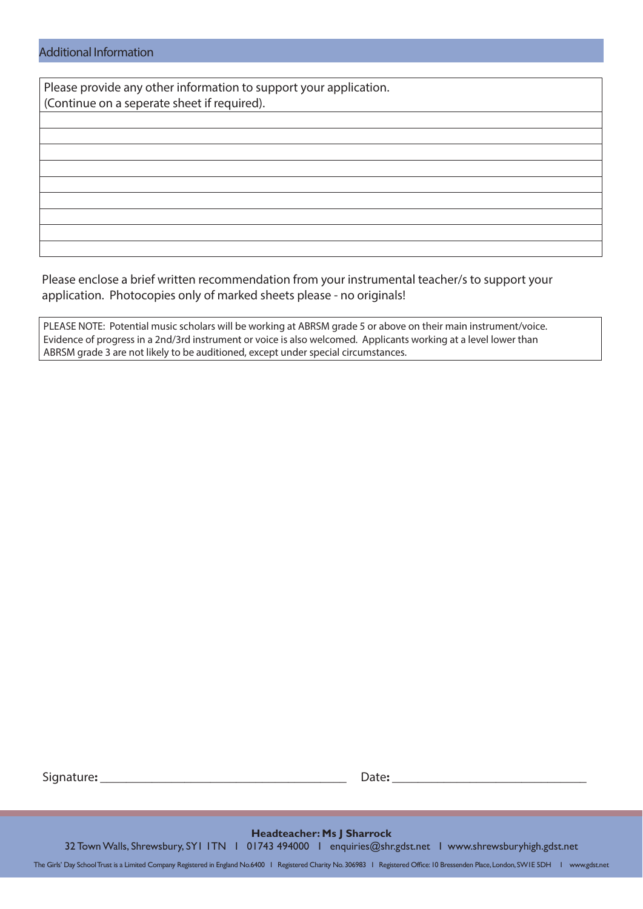## Additional Information

| Please provide any other information to support your application.<br>(Continue on a seperate sheet if required). |
|---|
| |
| |
| |
| |
| |
| |
| |
| |
| |

Please enclose a brief written recommendation from your instrumental teacher/s to support your application. Photocopies only of marked sheets please - no originals!

PLEASE NOTE: Potential music scholars will be working at ABRSM grade 5 or above on their main instrument/voice. Evidence of progress in a 2nd/3rd instrument or voice is also welcomed. Applicants working at a level lower than ABRSM grade 3 are not likely to be auditioned, except under special circumstances.

Signature: ______________________________ Date: ______________________________

**Headteacher: Ms J Sharrock**

32 Town Walls, Shrewsbury, SY1 1TN | 01743 494000 | enquiries@shr.gdst.net | www.shrewsburyhigh.gdst.net

The Girls' Day School Trust is a Limited Company Registered in England No.6400 | Registered Charity No. 306983 | Registered Office: 10 Bressenden Place, London, SW1E 5DH | www.gdst.net